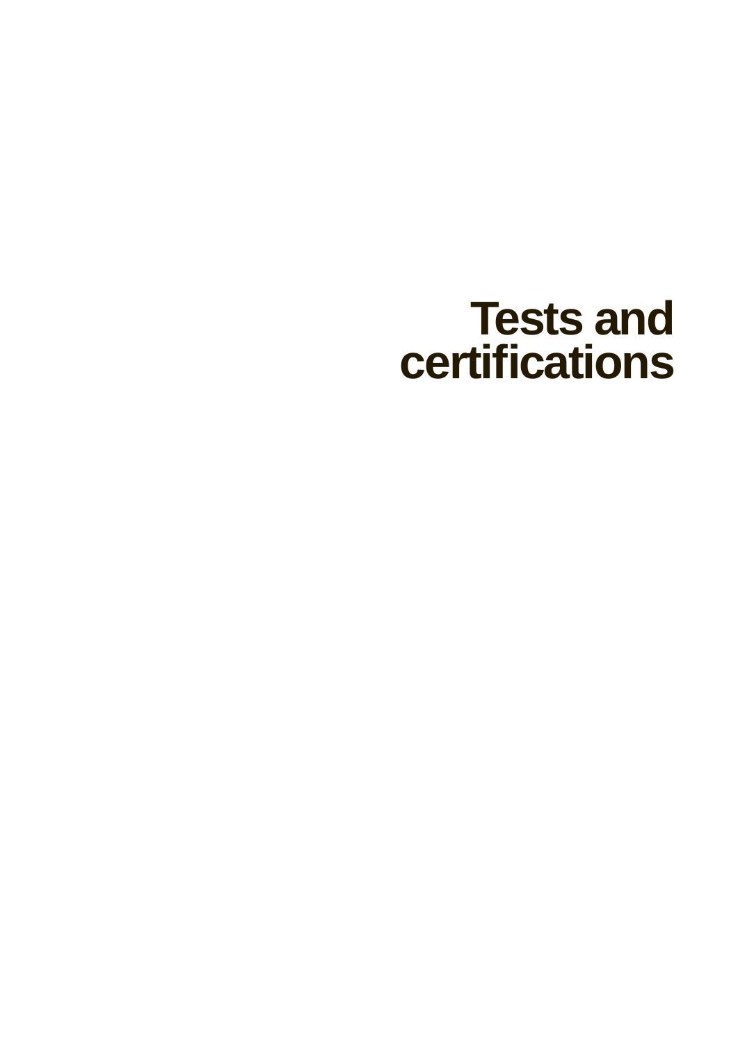# Tests and certifications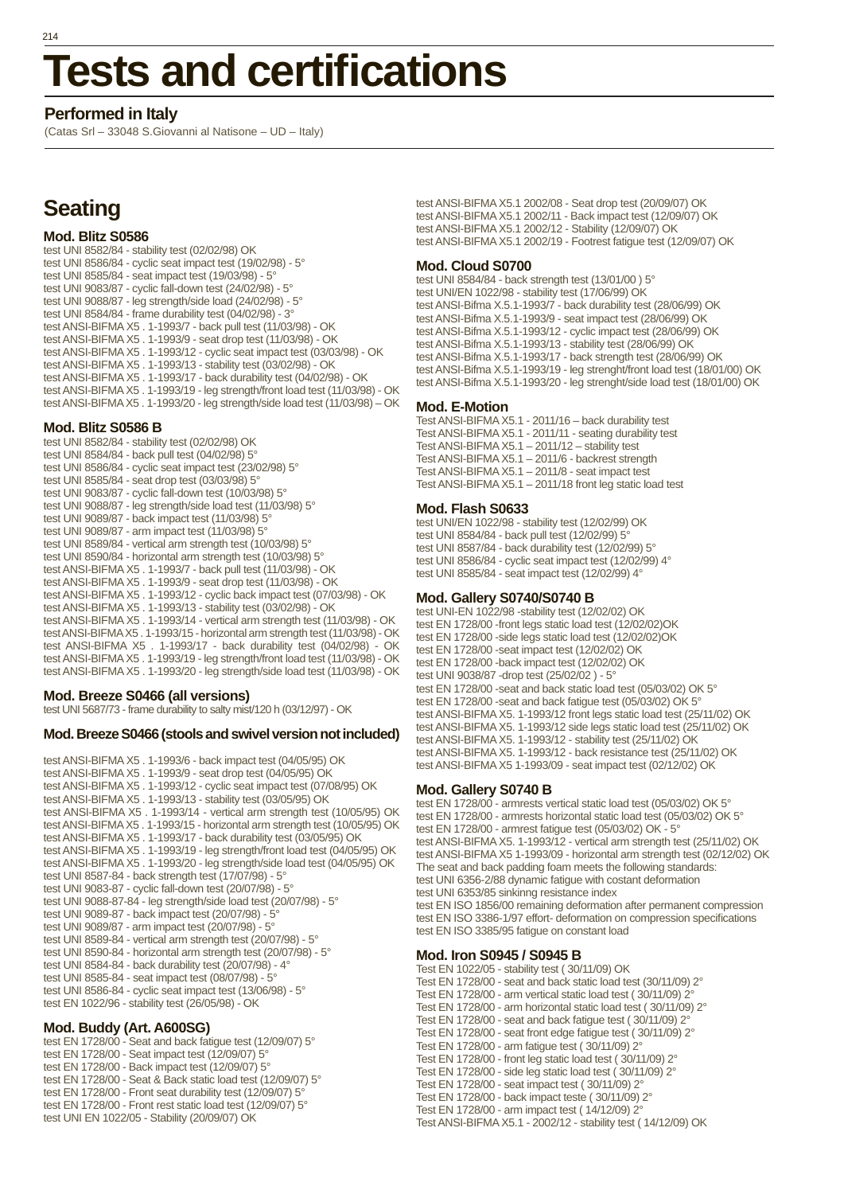# Tests and certifications

## Performed in Italy

(Catas Srl – 33048 S.Giovanni al Natisone – UD – Italy)

## Seating

### Mod. Blitz S0586

test UNI 8582/84 - stability test (02/02/98) OK
test UNI 8586/84 - cyclic seat impact test (19/02/98) - 5°
test UNI 8585/84 - seat impact test (19/03/98) - 5°
test UNI 9083/87 - cyclic fall-down test (24/02/98) - 5°
test UNI 9088/87 - leg strength/side load (24/02/98) - 5°
test UNI 8584/84 - frame durability test (04/02/98) - 3°
test ANSI-BIFMA X5 . 1-1993/7 - back pull test (11/03/98) - OK
test ANSI-BIFMA X5 . 1-1993/9 - seat drop test (11/03/98) - OK
test ANSI-BIFMA X5 . 1-1993/12 - cyclic seat impact test (03/03/98) - OK
test ANSI-BIFMA X5 . 1-1993/13 - stability test (03/02/98) - OK
test ANSI-BIFMA X5 . 1-1993/17 - back durability test (04/02/98) - OK
test ANSI-BIFMA X5 . 1-1993/19 - leg strength/front load test (11/03/98) - OK
test ANSI-BIFMA X5 . 1-1993/20 - leg strength/side load test (11/03/98) – OK

### Mod. Blitz S0586 B

test UNI 8582/84 - stability test (02/02/98) OK
test UNI 8584/84 - back pull test (04/02/98) 5°
test UNI 8586/84 - cyclic seat impact test (23/02/98) 5°
test UNI 8585/84 - seat drop test (03/03/98) 5°
test UNI 9083/87 - cyclic fall-down test (10/03/98) 5°
test UNI 9088/87 - leg strength/side load test (11/03/98) 5°
test UNI 9089/87 - back impact test (11/03/98) 5°
test UNI 9089/87 - arm impact test (11/03/98) 5°
test UNI 8589/84 - vertical arm strength test (10/03/98) 5°
test UNI 8590/84 - horizontal arm strength test (10/03/98) 5°
test ANSI-BIFMA X5 . 1-1993/7 - back pull test (11/03/98) - OK
test ANSI-BIFMA X5 . 1-1993/9 - seat drop test (11/03/98) - OK
test ANSI-BIFMA X5 . 1-1993/12 - cyclic back impact test (07/03/98) - OK
test ANSI-BIFMA X5 . 1-1993/13 - stability test (03/02/98) - OK
test ANSI-BIFMA X5 . 1-1993/14 - vertical arm strength test (11/03/98) - OK
test ANSI-BIFMA X5 . 1-1993/15 - horizontal arm strength test (11/03/98) - OK
test ANSI-BIFMA X5 . 1-1993/17 - back durability test (04/02/98) - OK
test ANSI-BIFMA X5 . 1-1993/19 - leg strength/front load test (11/03/98) - OK
test ANSI-BIFMA X5 . 1-1993/20 - leg strength/side load test (11/03/98) - OK

### Mod. Breeze S0466 (all versions)

test UNI 5687/73 - frame durability to salty mist/120 h (03/12/97) - OK

### Mod. Breeze S0466 (stools and swivel version not included)

test ANSI-BIFMA X5 . 1-1993/6 - back impact test (04/05/95) OK
test ANSI-BIFMA X5 . 1-1993/9 - seat drop test (04/05/95) OK
test ANSI-BIFMA X5 . 1-1993/12 - cyclic seat impact test (07/08/95) OK
test ANSI-BIFMA X5 . 1-1993/13 - stability test (03/05/95) OK
test ANSI-BIFMA X5 . 1-1993/14 - vertical arm strength test (10/05/95) OK
test ANSI-BIFMA X5 . 1-1993/15 - horizontal arm strength test (10/05/95) OK
test ANSI-BIFMA X5 . 1-1993/17 - back durability test (03/05/95) OK
test ANSI-BIFMA X5 . 1-1993/19 - leg strength/front load test (04/05/95) OK
test ANSI-BIFMA X5 . 1-1993/20 - leg strength/side load test (04/05/95) OK
test UNI 8587-84 - back strength test (17/07/98) - 5°
test UNI 9083-87 - cyclic fall-down test (20/07/98) - 5°
test UNI 9088-87-84 - leg strength/side load test (20/07/98) - 5°
test UNI 9089-87 - back impact test (20/07/98) - 5°
test UNI 9089/87 - arm impact test (20/07/98) - 5°
test UNI 8589-84 - vertical arm strength test (20/07/98) - 5°
test UNI 8590-84 - horizontal arm strength test (20/07/98) - 5°
test UNI 8584-84 - back durability test (20/07/98) - 4°
test UNI 8585-84 - seat impact test (08/07/98) - 5°
test UNI 8586-84 - cyclic seat impact test (13/06/98) - 5°
test EN 1022/96 - stability test (26/05/98) - OK

### Mod. Buddy (Art. A600SG)

test EN 1728/00 - Seat and back fatigue test (12/09/07) 5°
test EN 1728/00 - Seat impact test (12/09/07) 5°
test EN 1728/00 - Back impact test (12/09/07) 5°
test EN 1728/00 - Seat & Back static load test (12/09/07) 5°
test EN 1728/00 - Front seat durability test (12/09/07) 5°
test EN 1728/00 - Front rest static load test (12/09/07) 5°
test UNI EN 1022/05 - Stability (20/09/07) OK
test ANSI-BIFMA X5.1 2002/08 - Seat drop test (20/09/07) OK
test ANSI-BIFMA X5.1 2002/11 - Back impact test (12/09/07) OK
test ANSI-BIFMA X5.1 2002/12 - Stability (12/09/07) OK
test ANSI-BIFMA X5.1 2002/19 - Footrest fatigue test (12/09/07) OK

### Mod. Cloud S0700

test UNI 8584/84 - back strength test (13/01/00 ) 5°
test UNI/EN 1022/98 - stability test (17/06/99) OK
test ANSI-Bifma X.5.1-1993/7 - back durability test (28/06/99) OK
test ANSI-Bifma X.5.1-1993/9 - seat impact test (28/06/99) OK
test ANSI-Bifma X.5.1-1993/12 - cyclic impact test (28/06/99) OK
test ANSI-Bifma X.5.1-1993/13 - stability test (28/06/99) OK
test ANSI-Bifma X.5.1-1993/17 - back strength test (28/06/99) OK
test ANSI-Bifma X.5.1-1993/19 - leg strenght/front load test (18/01/00) OK
test ANSI-Bifma X.5.1-1993/20 - leg strenght/side load test (18/01/00) OK

### Mod. E-Motion

Test ANSI-BIFMA X5.1 - 2011/16 – back durability test
Test ANSI-BIFMA X5.1 - 2011/11 - seating durability test
Test ANSI-BIFMA X5.1 – 2011/12 – stability test
Test ANSI-BIFMA X5.1 – 2011/6 - backrest strength
Test ANSI-BIFMA X5.1 – 2011/8 - seat impact test
Test ANSI-BIFMA X5.1 – 2011/18 front leg static load test

### Mod. Flash S0633

test UNI/EN 1022/98 - stability test (12/02/99) OK
test UNI 8584/84 - back pull test (12/02/99) 5°
test UNI 8587/84 - back durability test (12/02/99) 5°
test UNI 8586/84 - cyclic seat impact test (12/02/99) 4°
test UNI 8585/84 - seat impact test (12/02/99) 4°

### Mod. Gallery S0740/S0740 B

test UNI-EN 1022/98 -stability test (12/02/02) OK
test EN 1728/00 -front legs static load test (12/02/02)OK
test EN 1728/00 -side legs static load test (12/02/02)OK
test EN 1728/00 -seat impact test (12/02/02) OK
test EN 1728/00 -back impact test (12/02/02) OK
test UNI 9038/87 -drop test (25/02/02 ) - 5°
test EN 1728/00 -seat and back static load test (05/03/02) OK 5°
test EN 1728/00 -seat and back fatigue test (05/03/02) OK 5°
test ANSI-BIFMA X5. 1-1993/12 front legs static load test (25/11/02) OK
test ANSI-BIFMA X5. 1-1993/12 side legs static load test (25/11/02) OK
test ANSI-BIFMA X5. 1-1993/12 - stability test (25/11/02) OK
test ANSI-BIFMA X5. 1-1993/12 - back resistance test (25/11/02) OK
test ANSI-BIFMA X5 1-1993/09 - seat impact test (02/12/02) OK

### Mod. Gallery S0740 B

test EN 1728/00 - armrests vertical static load test (05/03/02) OK 5°
test EN 1728/00 - armrests horizontal static load test (05/03/02) OK 5°
test EN 1728/00 - armrest fatigue test (05/03/02) OK - 5°
test ANSI-BIFMA X5. 1-1993/12 - vertical arm strength test (25/11/02) OK
test ANSI-BIFMA X5 1-1993/09 - horizontal arm strength test (02/12/02) OK
The seat and back padding foam meets the following standards:
test UNI 6356-2/88 dynamic fatigue with costant deformation
test UNI 6353/85 sinkinng resistance index
test EN ISO 1856/00 remaining deformation after permanent compression
test EN ISO 3386-1/97 effort- deformation on compression specifications
test EN ISO 3385/95 fatigue on constant load

### Mod. Iron S0945 / S0945 B

Test EN 1022/05 - stability test ( 30/11/09) OK
Test EN 1728/00 - seat and back static load test (30/11/09) 2°
Test EN 1728/00 - arm vertical static load test ( 30/11/09) 2°
Test EN 1728/00 - arm horizontal static load test ( 30/11/09) 2°
Test EN 1728/00 - seat and back fatigue test ( 30/11/09) 2°
Test EN 1728/00 - seat front edge fatigue test ( 30/11/09) 2°
Test EN 1728/00 - arm fatigue test ( 30/11/09) 2°
Test EN 1728/00 - front leg static load test ( 30/11/09) 2°
Test EN 1728/00 - side leg static load test ( 30/11/09) 2°
Test EN 1728/00 - seat impact test ( 30/11/09) 2°
Test EN 1728/00 - back impact teste ( 30/11/09) 2°
Test EN 1728/00 - arm impact test ( 14/12/09) 2°
Test ANSI-BIFMA X5.1 - 2002/12 - stability test ( 14/12/09) OK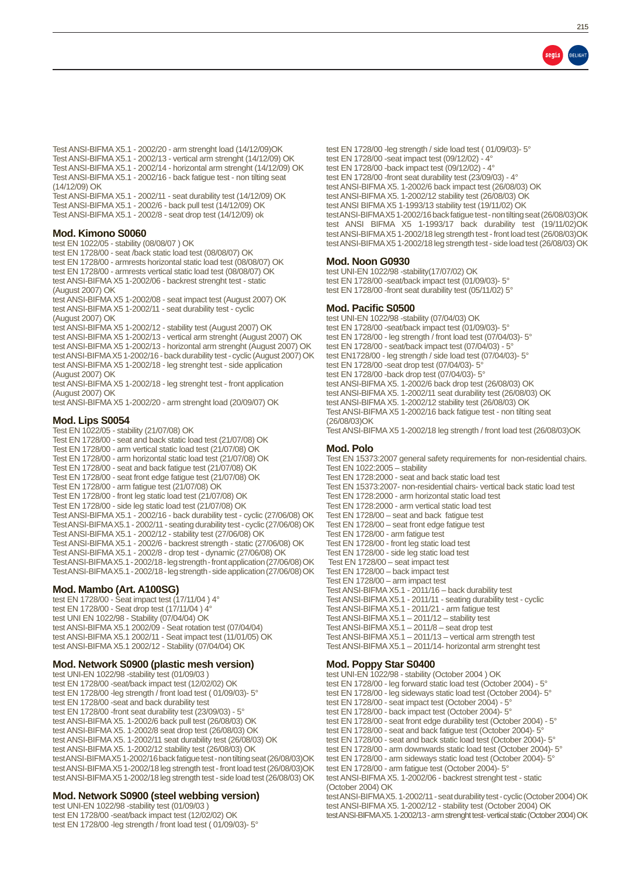Test ANSI-BIFMA X5.1 - 2002/20 - arm strenght load (14/12/09)OK
Test ANSI-BIFMA X5.1 - 2002/13 - vertical arm strenght (14/12/09) OK
Test ANSI-BIFMA X5.1 - 2002/14 - horizontal arm strenght (14/12/09) OK
Test ANSI-BIFMA X5.1 - 2002/16 - back fatigue test - non tilting seat (14/12/09) OK
Test ANSI-BIFMA X5.1 - 2002/11 - seat durability test (14/12/09) OK
Test ANSI-BIFMA X5.1 - 2002/6 - back pull test (14/12/09) OK
Test ANSI-BIFMA X5.1 - 2002/8 - seat drop test (14/12/09) ok

## Mod. Kimono S0060

test EN 1022/05 - stability (08/08/07 ) OK
test EN 1728/00 - seat /back static load test (08/08/07) OK
test EN 1728/00 - armrests horizontal static load test (08/08/07) OK
test EN 1728/00 - armrests vertical static load test (08/08/07) OK
test ANSI-BIFMA X5 1-2002/06 - backrest strenght test - static (August 2007) OK
test ANSI-BIFMA X5 1-2002/08 - seat impact test (August 2007) OK
test ANSI-BIFMA X5 1-2002/11 - seat durability test - cyclic (August 2007) OK
test ANSI-BIFMA X5 1-2002/12 - stability test (August 2007) OK
test ANSI-BIFMA X5 1-2002/13 - vertical arm strenght (August 2007) OK
test ANSI-BIFMA X5 1-2002/13 - horizontal arm strenght (August 2007) OK
test ANSI-BIFMA X5 1-2002/16 - back durability test - cyclic (August 2007) OK
test ANSI-BIFMA X5 1-2002/18 - leg strenght test - side application (August 2007) OK
test ANSI-BIFMA X5 1-2002/18 - leg strenght test - front application (August 2007) OK
test ANSI-BIFMA X5 1-2002/20 - arm strenght load (20/09/07) OK

## Mod. Lips S0054

Test EN 1022/05 - stability (21/07/08) OK
Test EN 1728/00 - seat and back static load test (21/07/08) OK
Test EN 1728/00 - arm vertical static load test (21/07/08) OK
Test EN 1728/00 - arm horizontal static load test (21/07/08) OK
Test EN 1728/00 - seat and back fatigue test (21/07/08) OK
Test EN 1728/00 - seat front edge fatigue test (21/07/08) OK
Test EN 1728/00 - arm fatigue test (21/07/08) OK
Test EN 1728/00 - front leg static load test (21/07/08) OK
Test EN 1728/00 - side leg static load test (21/07/08) OK
Test ANSI-BIFMA X5.1 - 2002/16 - back durability test - cyclic (27/06/08) OK
Test ANSI-BIFMA X5.1 - 2002/11 - seating durability test - cyclic (27/06/08) OK
Test ANSI-BIFMA X5.1 - 2002/12 - stability test (27/06/08) OK
Test ANSI-BIFMA X5.1 - 2002/6 - backrest strength - static (27/06/08) OK
Test ANSI-BIFMA X5.1 - 2002/8 - drop test - dynamic (27/06/08) OK
Test ANSI-BIFMA X5.1 - 2002/18 - leg strength - front application (27/06/08) OK
Test ANSI-BIFMA X5.1 - 2002/18 - leg strength - side application (27/06/08) OK

## Mod. Mambo (Art. A100SG)

test EN 1728/00 - Seat impact test (17/11/04 ) 4°
test EN 1728/00 - Seat drop test (17/11/04 ) 4°
test UNI EN 1022/98 - Stability (07/04/04) OK
test ANSI-BIFMA X5.1 2002/09 - Seat rotation test (07/04/04)
test ANSI-BIFMA X5.1 2002/11 - Seat impact test (11/01/05) OK
test ANSI-BIFMA X5.1 2002/12 - Stability (07/04/04) OK

## Mod. Network S0900 (plastic mesh version)

test UNI-EN 1022/98 -stability test (01/09/03 )
test EN 1728/00 -seat/back impact test (12/02/02) OK
test EN 1728/00 -leg strength / front load test ( 01/09/03)- 5°
test EN 1728/00 -seat and back durability test
test EN 1728/00 -front seat durability test (23/09/03) - 5°
test ANSI-BIFMA X5. 1-2002/6 back pull test (26/08/03) OK
test ANSI-BIFMA X5. 1-2002/8 seat drop test (26/08/03) OK
test ANSI-BIFMA X5. 1-2002/11 seat durability test (26/08/03) OK
test ANSI-BIFMA X5. 1-2002/12 stability test (26/08/03) OK
test ANSI-BIFMA X5 1-2002/16 back fatigue test - non tilting seat (26/08/03)OK
test ANSI-BIFMA X5 1-2002/18 leg strength test - front load test (26/08/03)OK
test ANSI-BIFMA X5 1-2002/18 leg strength test - side load test (26/08/03) OK

## Mod. Network S0900 (steel webbing version)

test UNI-EN 1022/98 -stability test (01/09/03 )
test EN 1728/00 -seat/back impact test (12/02/02) OK
test EN 1728/00 -leg strength / front load test ( 01/09/03)- 5°
test EN 1728/00 -leg strength / side load test ( 01/09/03)- 5°
test EN 1728/00 -seat impact test (09/12/02) - 4°
test EN 1728/00 -back impact test (09/12/02) - 4°
test EN 1728/00 -front seat durability test (23/09/03) - 4°
test ANSI-BIFMA X5. 1-2002/6 back impact test (26/08/03) OK
test ANSI-BIFMA X5. 1-2002/12 stability test (26/08/03) OK
test ANSI BIFMA X5 1-1993/13 stability test (19/11/02) OK
test ANSI-BIFMA X5 1-2002/16 back fatigue test - non tilting seat (26/08/03)OK
test ANSI BIFMA X5 1-1993/17 back durability test (19/11/02)OK
test ANSI-BIFMA X5 1-2002/18 leg strength test - front load test (26/08/03)OK
test ANSI-BIFMA X5 1-2002/18 leg strength test - side load test (26/08/03) OK

## Mod. Noon G0930

test UNI-EN 1022/98 -stability(17/07/02) OK
test EN 1728/00 -seat/back impact test (01/09/03)- 5°
test EN 1728/00 -front seat durability test (05/11/02) 5°

## Mod. Pacific S0500

test UNI-EN 1022/98 -stability (07/04/03) OK
test EN 1728/00 -seat/back impact test (01/09/03)- 5°
test EN 1728/00 - leg strength / front load test (07/04/03)- 5°
test EN 1728/00 - seat/back impact test (07/04/03) - 5°
test EN1728/00 - leg strength / side load test (07/04/03)- 5°
test EN 1728/00 -seat drop test (07/04/03)- 5°
test EN 1728/00 -back drop test (07/04/03)- 5°
test ANSI-BIFMA X5. 1-2002/6 back drop test (26/08/03) OK
test ANSI-BIFMA X5. 1-2002/11 seat durability test (26/08/03) OK
test ANSI-BIFMA X5. 1-2002/12 stability test (26/08/03) OK
Test ANSI-BIFMA X5 1-2002/16 back fatigue test - non tilting seat (26/08/03)OK
Test ANSI-BIFMA X5 1-2002/18 leg strength / front load test (26/08/03)OK

## Mod. Polo

Test EN 15373:2007 general safety requirements for non-residential chairs.
Test EN 1022:2005 – stability
Test EN 1728:2000 - seat and back static load test
Test EN 15373:2007- non-residential chairs- vertical back static load test
Test EN 1728:2000 - arm horizontal static load test
Test EN 1728:2000 - arm vertical static load test
Test EN 1728/00 – seat and back fatigue test
Test EN 1728/00 – seat front edge fatigue test
Test EN 1728/00 - arm fatigue test
Test EN 1728/00 - front leg static load test
Test EN 1728/00 - side leg static load test
Test EN 1728/00 – seat impact test
Test EN 1728/00 – back impact test
Test EN 1728/00 – arm impact test
Test ANSI-BIFMA X5.1 - 2011/16 – back durability test
Test ANSI-BIFMA X5.1 - 2011/15 - seating durability test - cyclic
Test ANSI-BIFMA X5.1 - 2011/21 - arm fatigue test
Test ANSI-BIFMA X5.1 – 2011/12 – stability test
Test ANSI-BIFMA X5.1 – 2011/8 – seat drop test
Test ANSI-BIFMA X5.1 – 2011/13 – vertical arm strength test
Test ANSI-BIFMA X5.1 – 2011/14- horizontal arm strenght test

## Mod. Poppy Star S0400

test UNI-EN 1022/98 - stability (October 2004 ) OK
test EN 1728/00 - leg forward static load test (October 2004) - 5°
test EN 1728/00 - leg sideways static load test (October 2004)- 5°
test EN 1728/00 - seat impact test (October 2004) - 5°
test EN 1728/00 - back impact test (October 2004)- 5°
test EN 1728/00 - seat front edge durability test (October 2004) - 5°
test EN 1728/00 - seat and back fatigue test (October 2004)- 5°
test EN 1728/00 - seat and back static load test (October 2004)- 5°
test EN 1728/00 - arm downwards static load test (October 2004)- 5°
test EN 1728/00 - arm sideways static load test (October 2004)- 5°
test EN 1728/00 - arm fatigue test (October 2004)- 5°
test ANSI-BIFMA X5. 1-2002/06 - backrest strenght test - static (October 2004) OK
test ANSI-BIFMA X5. 1-2002/11 - seat durability test - cyclic (October 2004) OK
test ANSI-BIFMA X5. 1-2002/12 - stability test (October 2004) OK
test ANSI-BIFMA X5. 1-2002/13 - arm strenght test- vertical static (October 2004) OK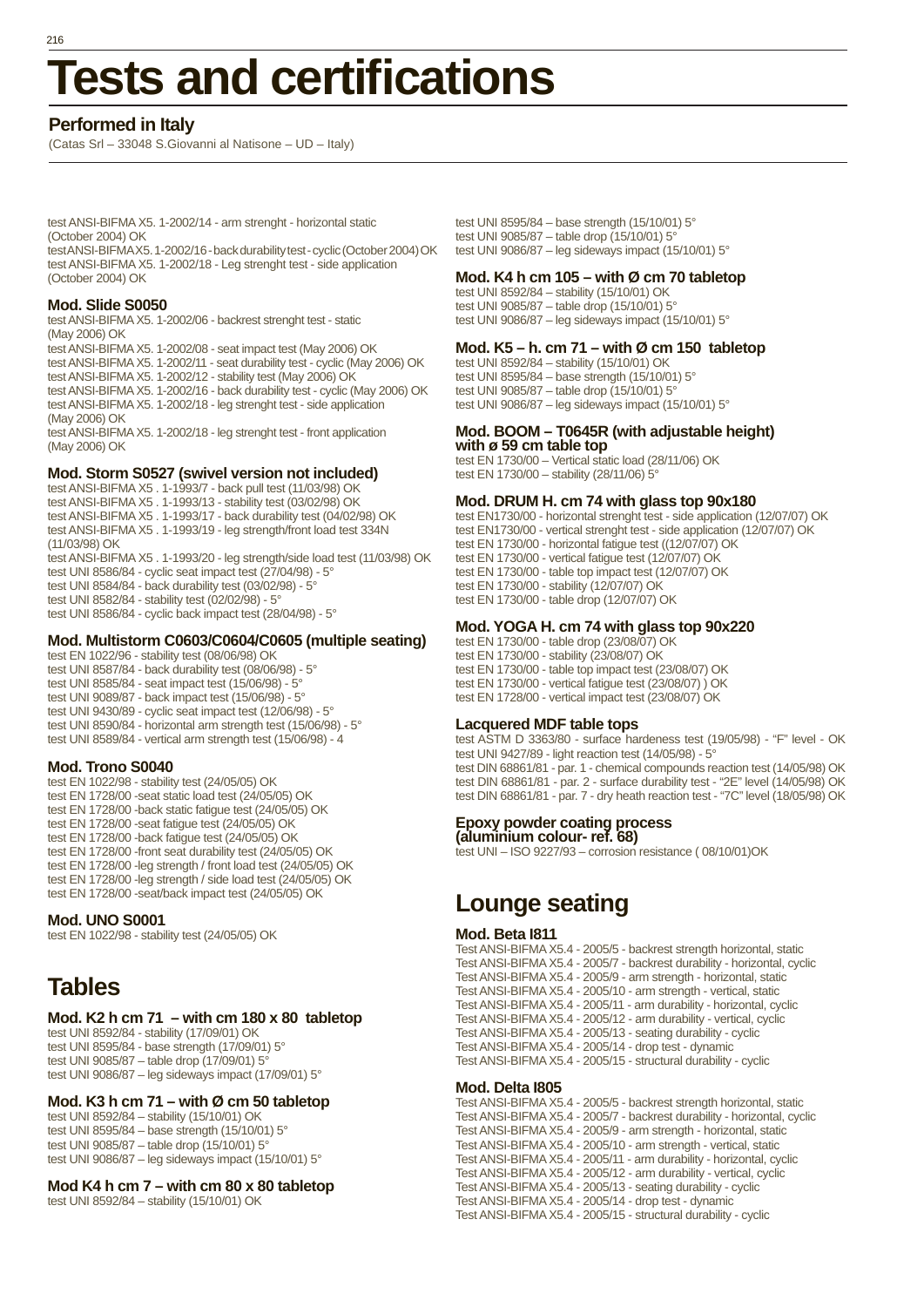# Tests and certifications

## Performed in Italy

(Catas Srl – 33048 S.Giovanni al Natisone – UD – Italy)

test ANSI-BIFMA X5. 1-2002/14 - arm strenght - horizontal static (October 2004) OK
test ANSI-BIFMA X5. 1-2002/16 - back durability test - cyclic (October 2004) OK
test ANSI-BIFMA X5. 1-2002/18 - Leg strenght test - side application (October 2004) OK

### Mod. Slide S0050

test ANSI-BIFMA X5. 1-2002/06 - backrest strenght test - static (May 2006) OK
test ANSI-BIFMA X5. 1-2002/08 - seat impact test (May 2006) OK
test ANSI-BIFMA X5. 1-2002/11 - seat durability test - cyclic (May 2006) OK
test ANSI-BIFMA X5. 1-2002/12 - stability test (May 2006) OK
test ANSI-BIFMA X5. 1-2002/16 - back durability test - cyclic (May 2006) OK
test ANSI-BIFMA X5. 1-2002/18 - leg strenght test - side application (May 2006) OK
test ANSI-BIFMA X5. 1-2002/18 - leg strenght test - front application (May 2006) OK

### Mod. Storm S0527 (swivel version not included)

test ANSI-BIFMA X5 . 1-1993/7 - back pull test (11/03/98) OK
test ANSI-BIFMA X5 . 1-1993/13 - stability test (03/02/98) OK
test ANSI-BIFMA X5 . 1-1993/17 - back durability test (04/02/98) OK
test ANSI-BIFMA X5 . 1-1993/19 - leg strength/front load test 334N (11/03/98) OK
test ANSI-BIFMA X5 . 1-1993/20 - leg strength/side load test (11/03/98) OK
test UNI 8586/84 - cyclic seat impact test (27/04/98) - 5°
test UNI 8584/84 - back durability test (03/02/98) - 5°
test UNI 8582/84 - stability test (02/02/98) - 5°
test UNI 8586/84 - cyclic back impact test (28/04/98) - 5°

### Mod. Multistorm C0603/C0604/C0605 (multiple seating)

test EN 1022/96 - stability test (08/06/98) OK
test UNI 8587/84 - back durability test (08/06/98) - 5°
test UNI 8585/84 - seat impact test (15/06/98) - 5°
test UNI 9089/87 - back impact test (15/06/98) - 5°
test UNI 9430/89 - cyclic seat impact test (12/06/98) - 5°
test UNI 8590/84 - horizontal arm strength test (15/06/98) - 5°
test UNI 8589/84 - vertical arm strength test (15/06/98) - 4

### Mod. Trono S0040

test EN 1022/98 - stability test (24/05/05) OK
test EN 1728/00 -seat static load test (24/05/05) OK
test EN 1728/00 -back static fatigue test (24/05/05) OK
test EN 1728/00 -seat fatigue test (24/05/05) OK
test EN 1728/00 -back fatigue test (24/05/05) OK
test EN 1728/00 -front seat durability test (24/05/05) OK
test EN 1728/00 -leg strength / front load test (24/05/05) OK
test EN 1728/00 -leg strength / side load test (24/05/05) OK
test EN 1728/00 -seat/back impact test (24/05/05) OK

### Mod. UNO S0001

test EN 1022/98 - stability test (24/05/05) OK

## Tables

### Mod. K2 h cm 71 – with cm 180 x 80 tabletop

test UNI 8592/84 - stability (17/09/01) OK
test UNI 8595/84 - base strength (17/09/01) 5°
test UNI 9085/87 – table drop (17/09/01) 5°
test UNI 9086/87 – leg sideways impact (17/09/01) 5°

### Mod. K3 h cm 71 – with Ø cm 50 tabletop

test UNI 8592/84 – stability (15/10/01) OK
test UNI 8595/84 – base strength (15/10/01) 5°
test UNI 9085/87 – table drop (15/10/01) 5°
test UNI 9086/87 – leg sideways impact (15/10/01) 5°

### Mod K4 h cm 7 – with cm 80 x 80 tabletop

test UNI 8592/84 – stability (15/10/01) OK
test UNI 8595/84 – base strength (15/10/01) 5°
test UNI 9085/87 – table drop (15/10/01) 5°
test UNI 9086/87 – leg sideways impact (15/10/01) 5°

### Mod. K4 h cm 105 – with Ø cm 70 tabletop

test UNI 8592/84 – stability (15/10/01) OK
test UNI 9085/87 – table drop (15/10/01) 5°
test UNI 9086/87 – leg sideways impact (15/10/01) 5°

### Mod. K5 – h. cm 71 – with Ø cm 150 tabletop

test UNI 8592/84 – stability (15/10/01) OK
test UNI 8595/84 – base strength (15/10/01) 5°
test UNI 9085/87 – table drop (15/10/01) 5°
test UNI 9086/87 – leg sideways impact (15/10/01) 5°

### Mod. BOOM – T0645R (with adjustable height) with ø 59 cm table top

test EN 1730/00 – Vertical static load (28/11/06) OK
test EN 1730/00 – stability (28/11/06) 5°

### Mod. DRUM H. cm 74 with glass top 90x180

test EN1730/00 - horizontal strenght test - side application (12/07/07) OK
test EN1730/00 - vertical strenght test - side application (12/07/07) OK
test EN 1730/00 - horizontal fatigue test ((12/07/07) OK
test EN 1730/00 - vertical fatigue test (12/07/07) OK
test EN 1730/00 - table top impact test (12/07/07) OK
test EN 1730/00 - stability (12/07/07) OK
test EN 1730/00 - table drop (12/07/07) OK

### Mod. YOGA H. cm 74 with glass top 90x220

test EN 1730/00 - table drop (23/08/07) OK
test EN 1730/00 - stability (23/08/07) OK
test EN 1730/00 - table top impact test (23/08/07) OK
test EN 1730/00 - vertical fatigue test (23/08/07) ) OK
test EN 1728/00 - vertical impact test (23/08/07) OK

### Lacquered MDF table tops

test ASTM D 3363/80 - surface hardeness test (19/05/98) - "F" level - OK
test UNI 9427/89 - light reaction test (14/05/98) - 5°
test DIN 68861/81 - par. 1 - chemical compounds reaction test (14/05/98) OK
test DIN 68861/81 - par. 2 - surface durability test - "2E" level (14/05/98) OK
test DIN 68861/81 - par. 7 - dry heath reaction test - "7C" level (18/05/98) OK

### Epoxy powder coating process (aluminium colour- ref. 68)

test UNI – ISO 9227/93 – corrosion resistance ( 08/10/01)OK

## Lounge seating

### Mod. Beta I811

Test ANSI-BIFMA X5.4 - 2005/5 - backrest strength horizontal, static
Test ANSI-BIFMA X5.4 - 2005/7 - backrest durability - horizontal, cyclic
Test ANSI-BIFMA X5.4 - 2005/9 - arm strength - horizontal, static
Test ANSI-BIFMA X5.4 - 2005/10 - arm strength - vertical, static
Test ANSI-BIFMA X5.4 - 2005/11 - arm durability - horizontal, cyclic
Test ANSI-BIFMA X5.4 - 2005/12 - arm durability - vertical, cyclic
Test ANSI-BIFMA X5.4 - 2005/13 - seating durability - cyclic
Test ANSI-BIFMA X5.4 - 2005/14 - drop test - dynamic
Test ANSI-BIFMA X5.4 - 2005/15 - structural durability - cyclic

### Mod. Delta I805

Test ANSI-BIFMA X5.4 - 2005/5 - backrest strength horizontal, static
Test ANSI-BIFMA X5.4 - 2005/7 - backrest durability - horizontal, cyclic
Test ANSI-BIFMA X5.4 - 2005/9 - arm strength - horizontal, static
Test ANSI-BIFMA X5.4 - 2005/10 - arm strength - vertical, static
Test ANSI-BIFMA X5.4 - 2005/11 - arm durability - horizontal, cyclic
Test ANSI-BIFMA X5.4 - 2005/12 - arm durability - vertical, cyclic
Test ANSI-BIFMA X5.4 - 2005/13 - seating durability - cyclic
Test ANSI-BIFMA X5.4 - 2005/14 - drop test - dynamic
Test ANSI-BIFMA X5.4 - 2005/15 - structural durability - cyclic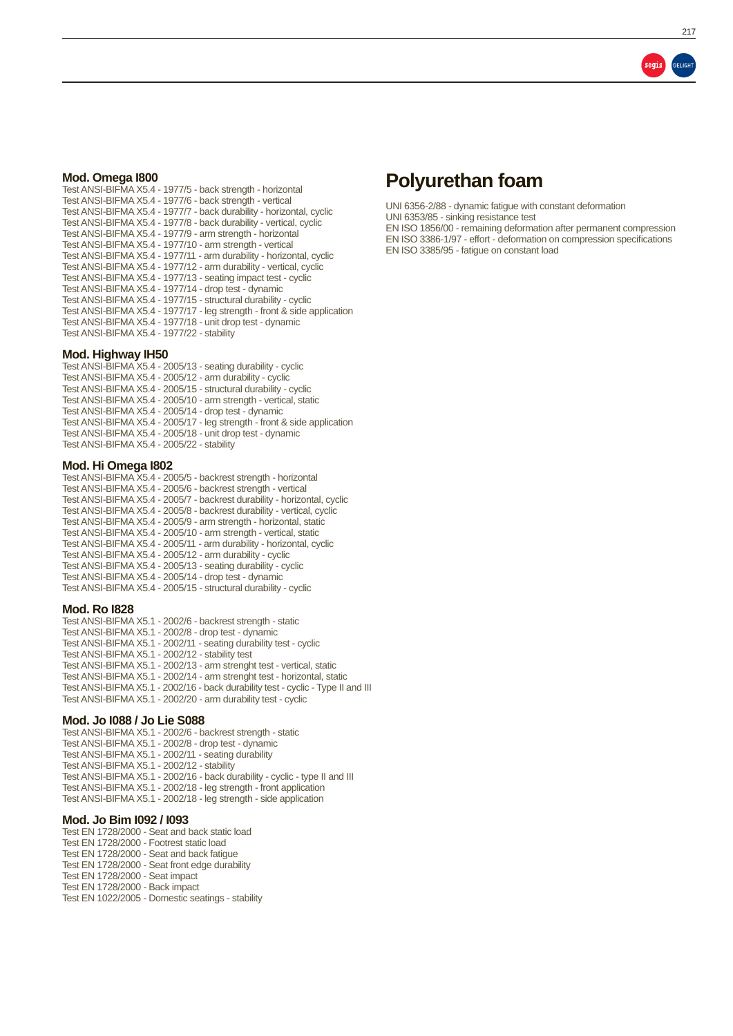### Mod. Omega I800

Test ANSI-BIFMA X5.4 - 1977/5 - back strength - horizontal
Test ANSI-BIFMA X5.4 - 1977/6 - back strength - vertical
Test ANSI-BIFMA X5.4 - 1977/7 - back durability - horizontal, cyclic
Test ANSI-BIFMA X5.4 - 1977/8 - back durability - vertical, cyclic
Test ANSI-BIFMA X5.4 - 1977/9 - arm strength - horizontal
Test ANSI-BIFMA X5.4 - 1977/10 - arm strength - vertical
Test ANSI-BIFMA X5.4 - 1977/11 - arm durability - horizontal, cyclic
Test ANSI-BIFMA X5.4 - 1977/12 - arm durability - vertical, cyclic
Test ANSI-BIFMA X5.4 - 1977/13 - seating impact test - cyclic
Test ANSI-BIFMA X5.4 - 1977/14 - drop test - dynamic
Test ANSI-BIFMA X5.4 - 1977/15 - structural durability - cyclic
Test ANSI-BIFMA X5.4 - 1977/17 - leg strength - front & side application
Test ANSI-BIFMA X5.4 - 1977/18 - unit drop test - dynamic
Test ANSI-BIFMA X5.4 - 1977/22 - stability

### Mod. Highway IH50

Test ANSI-BIFMA X5.4 - 2005/13 - seating durability - cyclic
Test ANSI-BIFMA X5.4 - 2005/12 - arm durability - cyclic
Test ANSI-BIFMA X5.4 - 2005/15 - structural durability - cyclic
Test ANSI-BIFMA X5.4 - 2005/10 - arm strength - vertical, static
Test ANSI-BIFMA X5.4 - 2005/14 - drop test - dynamic
Test ANSI-BIFMA X5.4 - 2005/17 - leg strength - front & side application
Test ANSI-BIFMA X5.4 - 2005/18 - unit drop test - dynamic
Test ANSI-BIFMA X5.4 - 2005/22 - stability

### Mod. Hi Omega I802

Test ANSI-BIFMA X5.4 - 2005/5 - backrest strength - horizontal
Test ANSI-BIFMA X5.4 - 2005/6 - backrest strength - vertical
Test ANSI-BIFMA X5.4 - 2005/7 - backrest durability - horizontal, cyclic
Test ANSI-BIFMA X5.4 - 2005/8 - backrest durability - vertical, cyclic
Test ANSI-BIFMA X5.4 - 2005/9 - arm strength - horizontal, static
Test ANSI-BIFMA X5.4 - 2005/10 - arm strength - vertical, static
Test ANSI-BIFMA X5.4 - 2005/11 - arm durability - horizontal, cyclic
Test ANSI-BIFMA X5.4 - 2005/12 - arm durability - cyclic
Test ANSI-BIFMA X5.4 - 2005/13 - seating durability - cyclic
Test ANSI-BIFMA X5.4 - 2005/14 - drop test - dynamic
Test ANSI-BIFMA X5.4 - 2005/15 - structural durability - cyclic

### Mod. Ro I828

Test ANSI-BIFMA X5.1 - 2002/6 - backrest strength - static
Test ANSI-BIFMA X5.1 - 2002/8 - drop test - dynamic
Test ANSI-BIFMA X5.1 - 2002/11 - seating durability test - cyclic
Test ANSI-BIFMA X5.1 - 2002/12 - stability test
Test ANSI-BIFMA X5.1 - 2002/13 - arm strenght test - vertical, static
Test ANSI-BIFMA X5.1 - 2002/14 - arm strenght test - horizontal, static
Test ANSI-BIFMA X5.1 - 2002/16 - back durability test - cyclic - Type II and III
Test ANSI-BIFMA X5.1 - 2002/20 - arm durability test - cyclic

### Mod. Jo I088 / Jo Lie S088

Test ANSI-BIFMA X5.1 - 2002/6 - backrest strength - static
Test ANSI-BIFMA X5.1 - 2002/8 - drop test - dynamic
Test ANSI-BIFMA X5.1 - 2002/11 - seating durability
Test ANSI-BIFMA X5.1 - 2002/12 - stability
Test ANSI-BIFMA X5.1 - 2002/16 - back durability - cyclic - type II and III
Test ANSI-BIFMA X5.1 - 2002/18 - leg strength - front application
Test ANSI-BIFMA X5.1 - 2002/18 - leg strength - side application

### Mod. Jo Bim I092 / I093

Test EN 1728/2000 - Seat and back static load
Test EN 1728/2000 - Footrest static load
Test EN 1728/2000 - Seat and back fatigue
Test EN 1728/2000 - Seat front edge durability
Test EN 1728/2000 - Seat impact
Test EN 1728/2000 - Back impact
Test EN 1022/2005 - Domestic seatings - stability

## Polyurethan foam

UNI 6356-2/88 - dynamic fatigue with constant deformation
UNI 6353/85 - sinking resistance test
EN ISO 1856/00 - remaining deformation after permanent compression
EN ISO 3386-1/97 - effort - deformation on compression specifications
EN ISO 3385/95 - fatigue on constant load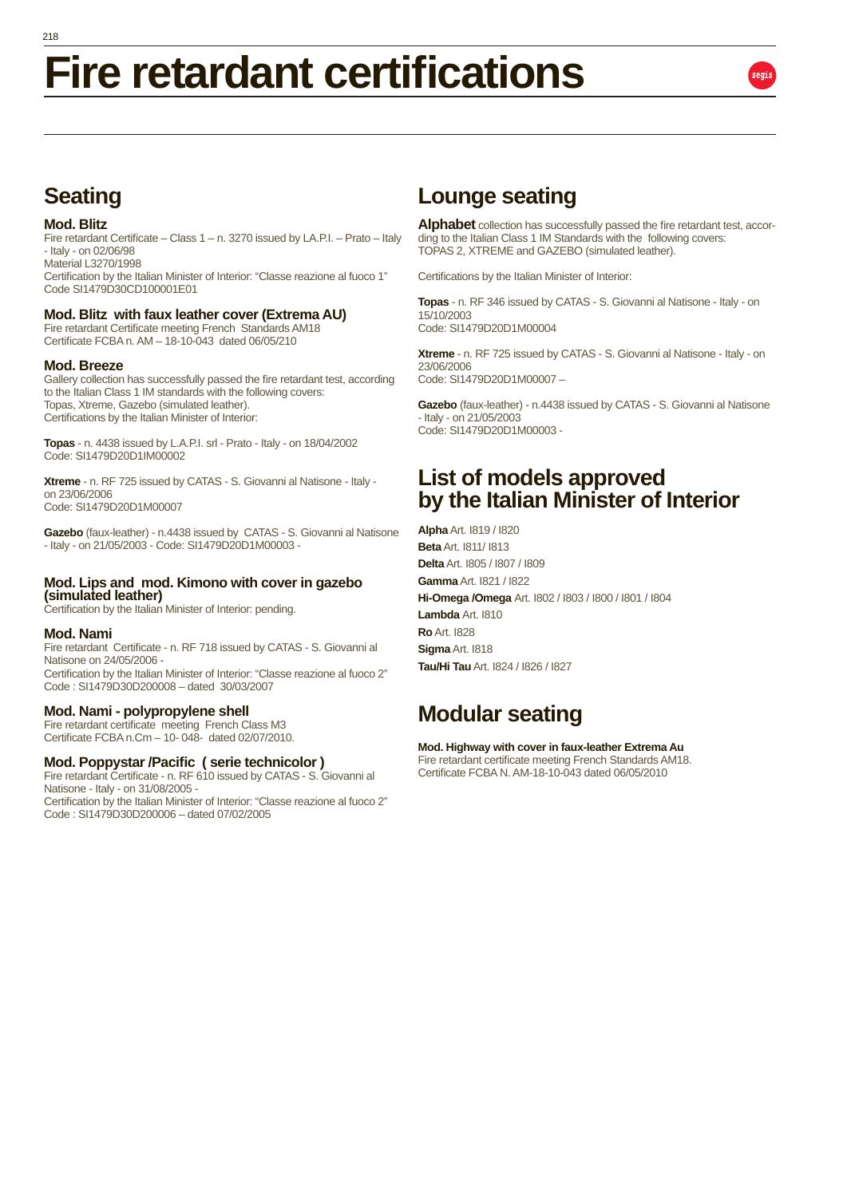# Fire retardant certifications

## Seating

### Mod. Blitz

Fire retardant Certificate – Class 1 – n. 3270 issued by LA.P.I. – Prato – Italy - Italy - on 02/06/98
Material L3270/1998
Certification by the Italian Minister of Interior: "Classe reazione al fuoco 1"
Code SI1479D30CD100001E01

### Mod. Blitz with faux leather cover (Extrema AU)

Fire retardant Certificate meeting French Standards AM18
Certificate FCBA n. AM – 18-10-043 dated 06/05/210

### Mod. Breeze

Gallery collection has successfully passed the fire retardant test, according to the Italian Class 1 IM standards with the following covers:
Topas, Xtreme, Gazebo (simulated leather).
Certifications by the Italian Minister of Interior:

**Topas** - n. 4438 issued by L.A.P.I. srl - Prato - Italy - on 18/04/2002
Code: SI1479D20D1IM00002

**Xtreme** - n. RF 725 issued by CATAS - S. Giovanni al Natisone - Italy - on 23/06/2006
Code: SI1479D20D1M00007

**Gazebo** (faux-leather) - n.4438 issued by CATAS - S. Giovanni al Natisone - Italy - on 21/05/2003 - Code: SI1479D20D1M00003 -

### Mod. Lips and mod. Kimono with cover in gazebo (simulated leather)

Certification by the Italian Minister of Interior: pending.

### Mod. Nami

Fire retardant Certificate - n. RF 718 issued by CATAS - S. Giovanni al Natisone on 24/05/2006 -
Certification by the Italian Minister of Interior: "Classe reazione al fuoco 2"
Code : SI1479D30D200008 – dated 30/03/2007

### Mod. Nami - polypropylene shell

Fire retardant certificate meeting French Class M3
Certificate FCBA n.Cm – 10- 048- dated 02/07/2010.

### Mod. Poppystar /Pacific ( serie technicolor )

Fire retardant Certificate - n. RF 610 issued by CATAS - S. Giovanni al Natisone - Italy - on 31/08/2005 -
Certification by the Italian Minister of Interior: "Classe reazione al fuoco 2"
Code : SI1479D30D200006 – dated 07/02/2005

## Lounge seating

**Alphabet** collection has successfully passed the fire retardant test, according to the Italian Class 1 IM Standards with the following covers:
TOPAS 2, XTREME and GAZEBO (simulated leather).

Certifications by the Italian Minister of Interior:

**Topas** - n. RF 346 issued by CATAS - S. Giovanni al Natisone - Italy - on 15/10/2003
Code: SI1479D20D1M00004

**Xtreme** - n. RF 725 issued by CATAS - S. Giovanni al Natisone - Italy - on 23/06/2006
Code: SI1479D20D1M00007 –

**Gazebo** (faux-leather) - n.4438 issued by CATAS - S. Giovanni al Natisone - Italy - on 21/05/2003
Code: SI1479D20D1M00003 -

## List of models approved by the Italian Minister of Interior

**Alpha** Art. I819 / I820
**Beta** Art. I811/ I813
**Delta** Art. I805 / I807 / I809
**Gamma** Art. I821 / I822
**Hi-Omega /Omega** Art. I802 / I803 / I800 / I801 / I804
**Lambda** Art. I810
**Ro** Art. I828
**Sigma** Art. I818
**Tau/Hi Tau** Art. I824 / I826 / I827

## Modular seating

**Mod. Highway with cover in faux-leather Extrema Au**
Fire retardant certificate meeting French Standards AM18.
Certificate FCBA N. AM-18-10-043 dated 06/05/2010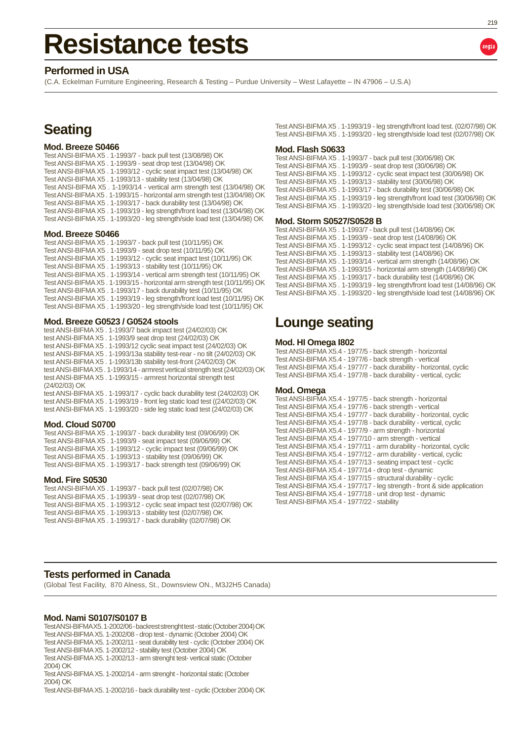# Resistance tests

## Performed in USA

(C.A. Eckelman Furniture Engineering, Research & Testing – Purdue University – West Lafayette – IN 47906 – U.S.A)

## Seating

### Mod. Breeze S0466

Test ANSI-BIFMA X5 . 1-1993/7 - back pull test (13/08/98) OK
Test ANSI-BIFMA X5 . 1-1993/9 - seat drop test (13/04/98) OK
Test ANSI-BIFMA X5 . 1-1993/12 - cyclic seat impact test (13/04/98) OK
Test ANSI-BIFMA X5 . 1-1993/13 - stability test (13/04/98) OK
Test ANSI-BIFMA X5 . 1-1993/14 - vertical arm strength test (13/04/98) OK
Test ANSI-BIFMA X5 . 1-1993/15 - horizontal arm strength test (13/04/98) OK
Test ANSI-BIFMA X5 . 1-1993/17 - back durability test (13/04/98) OK
Test ANSI-BIFMA X5 . 1-1993/19 - leg strength/front load test (13/04/98) OK
Test ANSI-BIFMA X5 . 1-1993/20 - leg strength/side load test (13/04/98) OK

### Mod. Breeze S0466

Test ANSI-BIFMA X5 . 1-1993/7 - back pull test (10/11/95) OK
Test ANSI-BIFMA X5 . 1-1993/9 - seat drop test (10/11/95) OK
Test ANSI-BIFMA X5 . 1-1993/12 - cyclic seat impact test (10/11/95) OK
Test ANSI-BIFMA X5 . 1-1993/13 - stability test (10/11/95) OK
Test ANSI-BIFMA X5 . 1-1993/14 - vertical arm strength test (10/11/95) OK
Test ANSI-BIFMA X5 . 1-1993/15 - horizontal arm strength test (10/11/95) OK
Test ANSI-BIFMA X5 . 1-1993/17 - back durability test (10/11/95) OK
Test ANSI-BIFMA X5 . 1-1993/19 - leg strength/front load test (10/11/95) OK
Test ANSI-BIFMA X5 . 1-1993/20 - leg strength/side load test (10/11/95) OK

### Mod. Breeze G0523 / G0524 stools

test ANSI-BIFMA X5 . 1-1993/7 back impact test (24/02/03) OK
test ANSI-BIFMA X5 . 1-1993/9 seat drop test (24/02/03) OK
test ANSI-BIFMA X5 . 1-1993/12 cyclic seat impact test (24/02/03) OK
test ANSI-BIFMA X5 . 1-1993/13a stability test-rear - no tilt (24/02/03) OK
test ANSI-BIFMA X5 . 1-1993/13b stability test-front (24/02/03) OK
test ANSI-BIFMA X5 . 1-1993/14 - armrest vertical strength test (24/02/03) OK
test ANSI-BIFMA X5 . 1-1993/15 - armrest horizontal strength test (24/02/03) OK
test ANSI-BIFMA X5 . 1-1993/17 - cyclic back durability test (24/02/03) OK
test ANSI-BIFMA X5 . 1-1993/19 - front leg static load test ((24/02/03) OK
test ANSI-BIFMA X5 . 1-1993/20 - side leg static load test (24/02/03) OK

### Mod. Cloud S0700

Test ANSI-BIFMA X5 . 1-1993/7 - back durability test (09/06/99) OK
Test ANSI-BIFMA X5 . 1-1993/9 - seat impact test (09/06/99) OK
Test ANSI-BIFMA X5 . 1-1993/12 - cyclic impact test (09/06/99) OK
Test ANSI-BIFMA X5 . 1-1993/13 - stability test (09/06/99) OK
Test ANSI-BIFMA X5 . 1-1993/17 - back strength test (09/06/99) OK

### Mod. Fire S0530

Test ANSI-BIFMA X5 . 1-1993/7 - back pull test (02/07/98) OK
Test ANSI-BIFMA X5 . 1-1993/9 - seat drop test (02/07/98) OK
Test ANSI-BIFMA X5 . 1-1993/12 - cyclic seat impact test (02/07/98) OK
Test ANSI-BIFMA X5 . 1-1993/13 - stability test (02/07/98) OK
Test ANSI-BIFMA X5 . 1-1993/17 - back durability (02/07/98) OK
Test ANSI-BIFMA X5 . 1-1993/19 - leg strength/front load test. (02/07/98) OK
Test ANSI-BIFMA X5 . 1-1993/20 - leg strength/side load test (02/07/98) OK

### Mod. Flash S0633

Test ANSI-BIFMA X5 . 1-1993/7 - back pull test (30/06/98) OK
Test ANSI-BIFMA X5 . 1-1993/9 - seat drop test (30/06/98) OK
Test ANSI-BIFMA X5 . 1-1993/12 - cyclic seat impact test (30/06/98) OK
Test ANSI-BIFMA X5 . 1-1993/13 - stability test (30/06/98) OK
Test ANSI-BIFMA X5 . 1-1993/17 - back durability test (30/06/98) OK
Test ANSI-BIFMA X5 . 1-1993/19 - leg strength/front load test (30/06/98) OK
Test ANSI-BIFMA X5 . 1-1993/20 - leg strength/side load test (30/06/98) OK

### Mod. Storm S0527/S0528 B

Test ANSI-BIFMA X5 . 1-1993/7 - back pull test (14/08/96) OK
Test ANSI-BIFMA X5 . 1-1993/9 - seat drop test (14/08/96) OK
Test ANSI-BIFMA X5 . 1-1993/12 - cyclic seat impact test (14/08/96) OK
Test ANSI-BIFMA X5 . 1-1993/13 - stability test (14/08/96) OK
Test ANSI-BIFMA X5 . 1-1993/14 - vertical arm strength (14/08/96) OK
Test ANSI-BIFMA X5 . 1-1993/15 - horizontal arm strength (14/08/96) OK
Test ANSI-BIFMA X5 . 1-1993/17 - back durability test (14/08/96) OK
Test ANSI-BIFMA X5 . 1-1993/19 - leg strength/front load test (14/08/96) OK
Test ANSI-BIFMA X5 . 1-1993/20 - leg strength/side load test (14/08/96) OK

## Lounge seating

### Mod. HI Omega I802

Test ANSI-BIFMA X5.4 - 1977/5 - back strength - horizontal
Test ANSI-BIFMA X5.4 - 1977/6 - back strength - vertical
Test ANSI-BIFMA X5.4 - 1977/7 - back durability - horizontal, cyclic
Test ANSI-BIFMA X5.4 - 1977/8 - back durability - vertical, cyclic

### Mod. Omega

Test ANSI-BIFMA X5.4 - 1977/5 - back strength - horizontal
Test ANSI-BIFMA X5.4 - 1977/6 - back strength - vertical
Test ANSI-BIFMA X5.4 - 1977/7 - back durability - horizontal, cyclic
Test ANSI-BIFMA X5.4 - 1977/8 - back durability - vertical, cyclic
Test ANSI-BIFMA X5.4 - 1977/9 - arm strength - horizontal
Test ANSI-BIFMA X5.4 - 1977/10 - arm strength - vertical
Test ANSI-BIFMA X5.4 - 1977/11 - arm durability - horizontal, cyclic
Test ANSI-BIFMA X5.4 - 1977/12 - arm durability - vertical, cyclic
Test ANSI-BIFMA X5.4 - 1977/13 - seating impact test - cyclic
Test ANSI-BIFMA X5.4 - 1977/14 - drop test - dynamic
Test ANSI-BIFMA X5.4 - 1977/15 - structural durability - cyclic
Test ANSI-BIFMA X5.4 - 1977/17 - leg strength - front & side application
Test ANSI-BIFMA X5.4 - 1977/18 - unit drop test - dynamic
Test ANSI-BIFMA X5.4 - 1977/22 - stability

## Tests performed in Canada

(Global Test Facility, 870 Alness, St., Downsview ON., M3J2H5 Canada)

### Mod. Nami S0107/S0107 B

Test ANSI-BIFMA X5. 1-2002/06 - backrest strenght test - static (October 2004) OK
Test ANSI-BIFMA X5. 1-2002/08 - drop test - dynamic (October 2004) OK
Test ANSI-BIFMA X5. 1-2002/11 - seat durability test - cyclic (October 2004) OK
Test ANSI-BIFMA X5. 1-2002/12 - stability test (October 2004) OK
Test ANSI-BIFMA X5. 1-2002/13 - arm strenght test- vertical static (October 2004) OK
Test ANSI-BIFMA X5. 1-2002/14 - arm strenght - horizontal static (October 2004) OK
Test ANSI-BIFMA X5. 1-2002/16 - back durability test - cyclic (October 2004) OK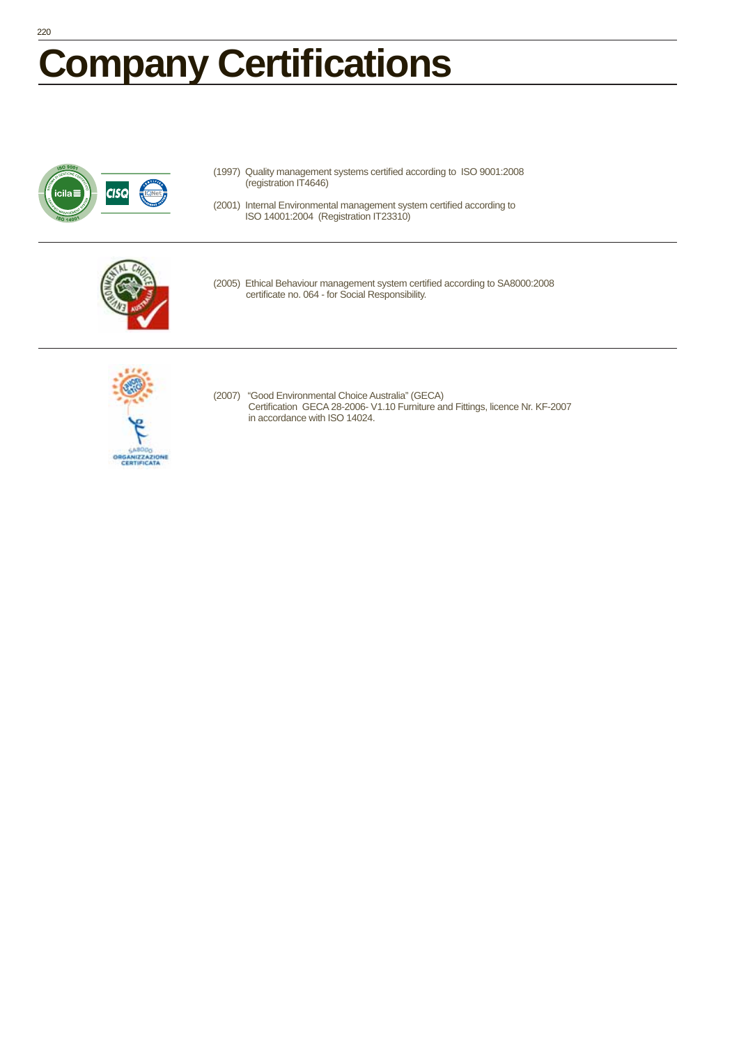# Company Certifications

(1997) Quality management systems certified according to ISO 9001:2008 (registration IT4646)

(2001) Internal Environmental management system certified according to ISO 14001:2004 (Registration IT23310)

(2005) Ethical Behaviour management system certified according to SA8000:2008 certificate no. 064 - for Social Responsibility.

(2007) "Good Environmental Choice Australia" (GECA) Certification GECA 28-2006- V1.10 Furniture and Fittings, licence Nr. KF-2007 in accordance with ISO 14024.